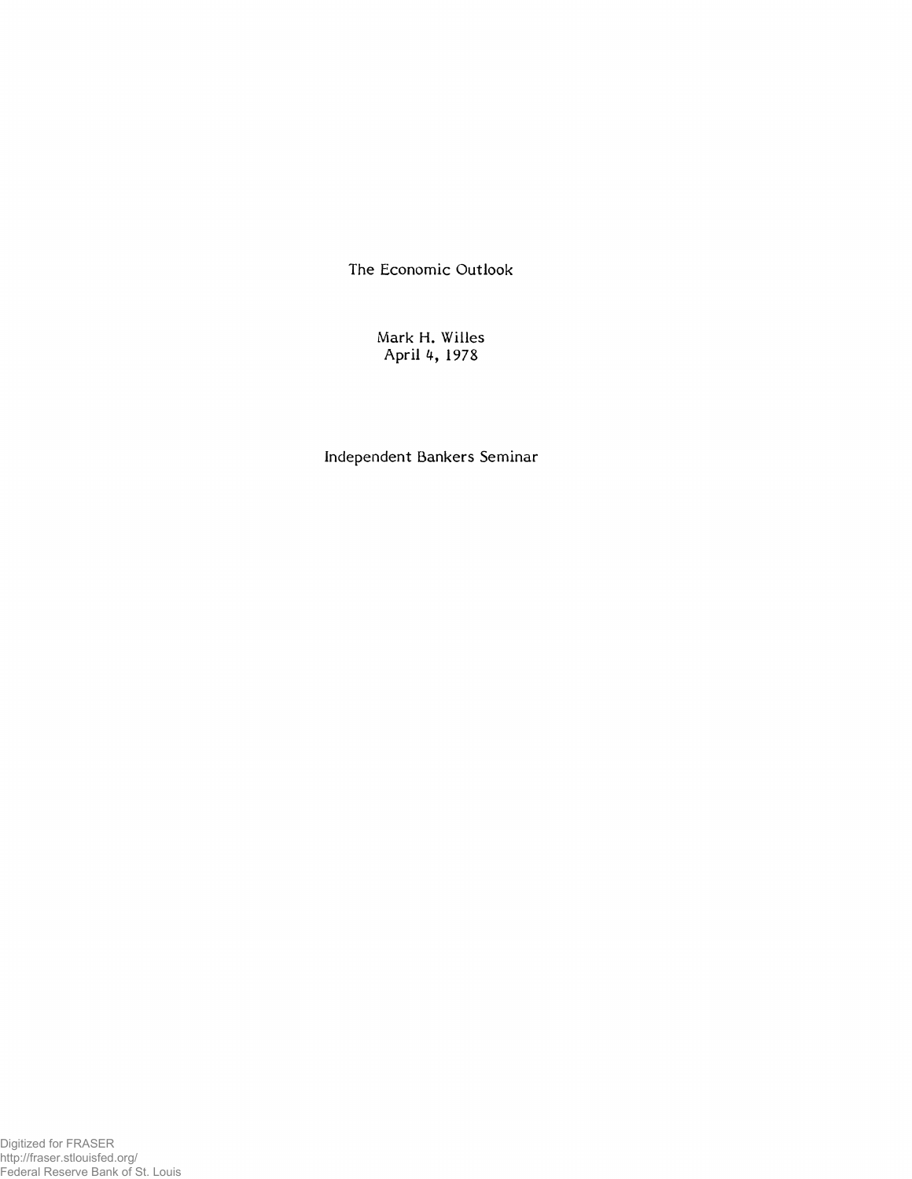# The Economic Outlook

Mark H. Willes
April 4, 1978

Independent Bankers Seminar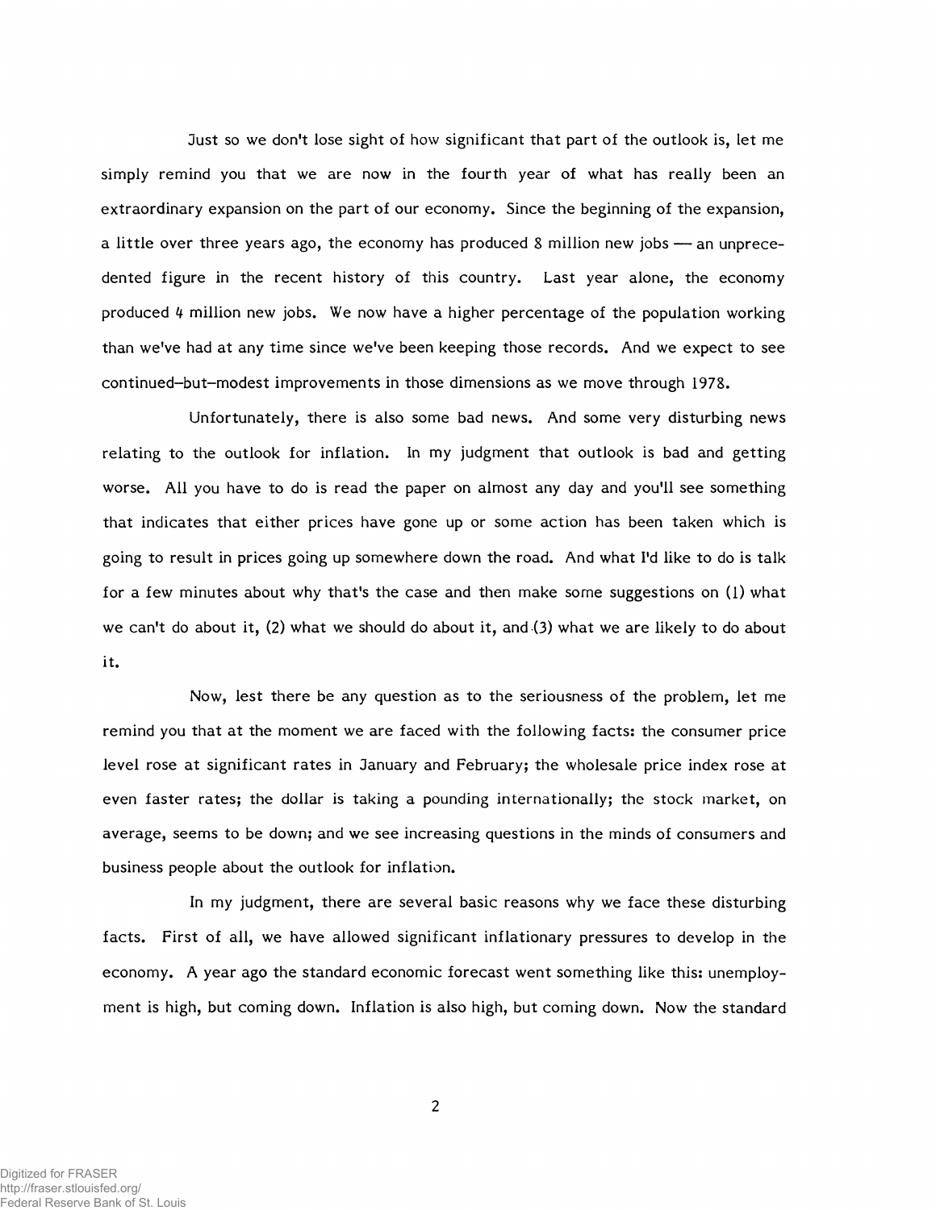Just so we don't lose sight of how significant that part of the outlook is, let me simply remind you that we are now in the fourth year of what has really been an extraordinary expansion on the part of our economy. Since the beginning of the expansion, a little over three years ago, the economy has produced 8 million new jobs — an unprecedented figure in the recent history of this country. Last year alone, the economy produced 4 million new jobs. We now have a higher percentage of the population working than we've had at any time since we've been keeping those records. And we expect to see continued–but–modest improvements in those dimensions as we move through 1978.

Unfortunately, there is also some bad news. And some very disturbing news relating to the outlook for inflation. In my judgment that outlook is bad and getting worse. All you have to do is read the paper on almost any day and you'll see something that indicates that either prices have gone up or some action has been taken which is going to result in prices going up somewhere down the road. And what I'd like to do is talk for a few minutes about why that's the case and then make some suggestions on (1) what we can't do about it, (2) what we should do about it, and (3) what we are likely to do about it.

Now, lest there be any question as to the seriousness of the problem, let me remind you that at the moment we are faced with the following facts: the consumer price level rose at significant rates in January and February; the wholesale price index rose at even faster rates; the dollar is taking a pounding internationally; the stock market, on average, seems to be down; and we see increasing questions in the minds of consumers and business people about the outlook for inflation.

In my judgment, there are several basic reasons why we face these disturbing facts. First of all, we have allowed significant inflationary pressures to develop in the economy. A year ago the standard economic forecast went something like this: unemployment is high, but coming down. Inflation is also high, but coming down. Now the standard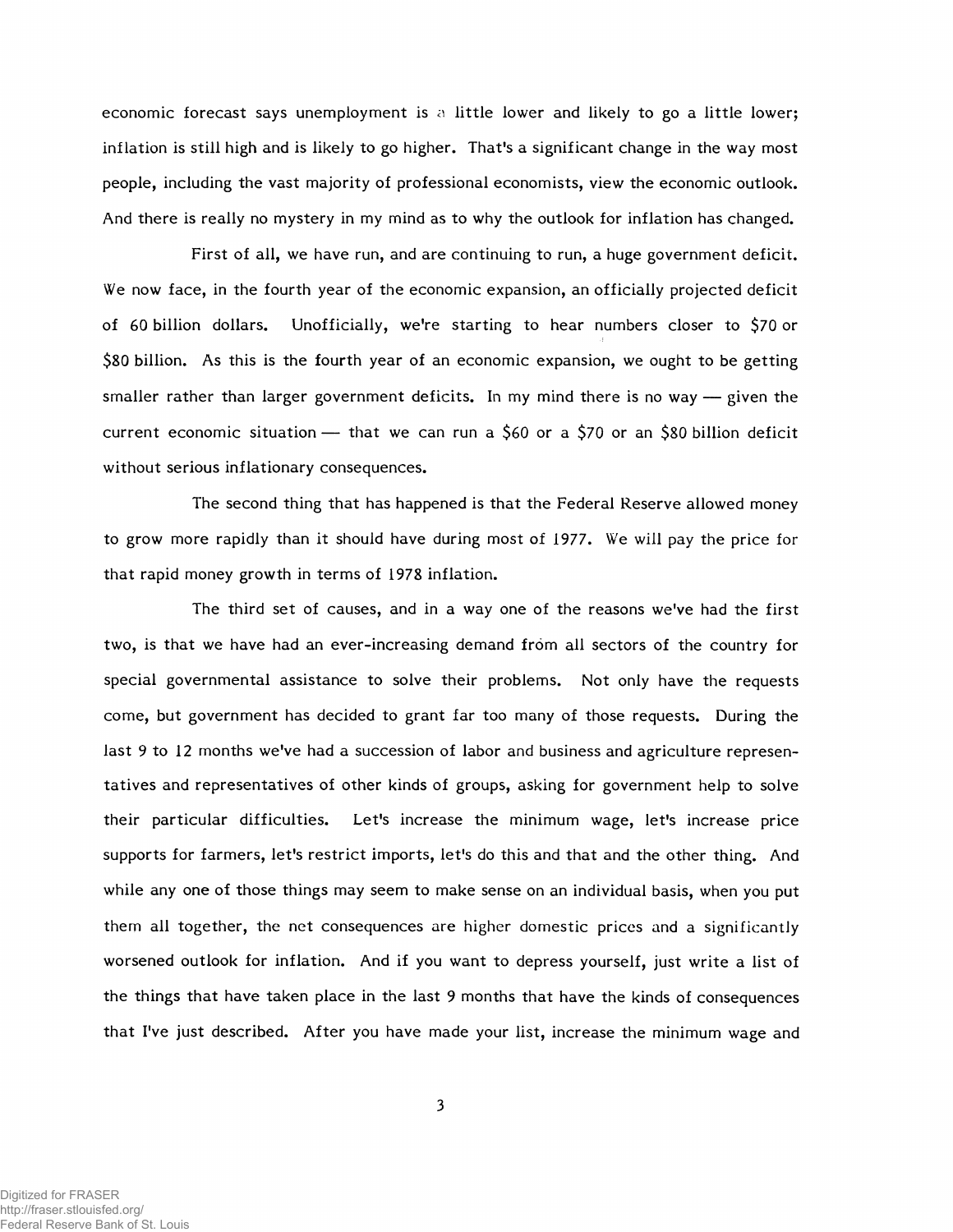economic forecast says unemployment is a little lower and likely to go a little lower; inflation is still high and is likely to go higher. That's a significant change in the way most people, including the vast majority of professional economists, view the economic outlook. And there is really no mystery in my mind as to why the outlook for inflation has changed.

First of all, we have run, and are continuing to run, a huge government deficit. We now face, in the fourth year of the economic expansion, an officially projected deficit of 60 billion dollars. Unofficially, we're starting to hear numbers closer to $70 or $80 billion. As this is the fourth year of an economic expansion, we ought to be getting smaller rather than larger government deficits. In my mind there is no way — given the current economic situation — that we can run a $60 or a $70 or an $80 billion deficit without serious inflationary consequences.

The second thing that has happened is that the Federal Reserve allowed money to grow more rapidly than it should have during most of 1977. We will pay the price for that rapid money growth in terms of 1978 inflation.

The third set of causes, and in a way one of the reasons we've had the first two, is that we have had an ever-increasing demand from all sectors of the country for special governmental assistance to solve their problems. Not only have the requests come, but government has decided to grant far too many of those requests. During the last 9 to 12 months we've had a succession of labor and business and agriculture representatives and representatives of other kinds of groups, asking for government help to solve their particular difficulties. Let's increase the minimum wage, let's increase price supports for farmers, let's restrict imports, let's do this and that and the other thing. And while any one of those things may seem to make sense on an individual basis, when you put them all together, the net consequences are higher domestic prices and a significantly worsened outlook for inflation. And if you want to depress yourself, just write a list of the things that have taken place in the last 9 months that have the kinds of consequences that I've just described. After you have made your list, increase the minimum wage and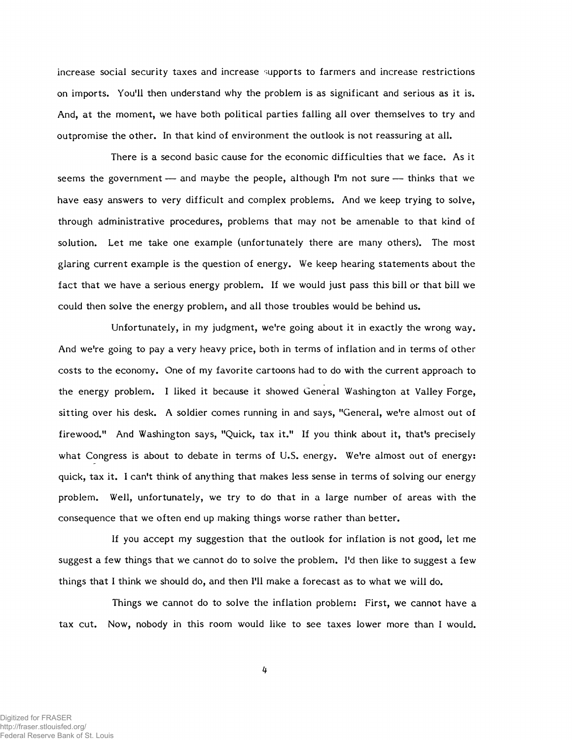increase social security taxes and increase supports to farmers and increase restrictions on imports. You'll then understand why the problem is as significant and serious as it is. And, at the moment, we have both political parties falling all over themselves to try and outpromise the other. In that kind of environment the outlook is not reassuring at all.

There is a second basic cause for the economic difficulties that we face. As it seems the government — and maybe the people, although I'm not sure — thinks that we have easy answers to very difficult and complex problems. And we keep trying to solve, through administrative procedures, problems that may not be amenable to that kind of solution. Let me take one example (unfortunately there are many others). The most glaring current example is the question of energy. We keep hearing statements about the fact that we have a serious energy problem. If we would just pass this bill or that bill we could then solve the energy problem, and all those troubles would be behind us.

Unfortunately, in my judgment, we're going about it in exactly the wrong way. And we're going to pay a very heavy price, both in terms of inflation and in terms of other costs to the economy. One of my favorite cartoons had to do with the current approach to the energy problem. I liked it because it showed General Washington at Valley Forge, sitting over his desk. A soldier comes running in and says, "General, we're almost out of firewood." And Washington says, "Quick, tax it." If you think about it, that's precisely what Congress is about to debate in terms of U.S. energy. We're almost out of energy: quick, tax it. I can't think of anything that makes less sense in terms of solving our energy problem. Well, unfortunately, we try to do that in a large number of areas with the consequence that we often end up making things worse rather than better.

If you accept my suggestion that the outlook for inflation is not good, let me suggest a few things that we cannot do to solve the problem. I'd then like to suggest a few things that I think we should do, and then I'll make a forecast as to what we will do.

Things we cannot do to solve the inflation problem: First, we cannot have a tax cut. Now, nobody in this room would like to see taxes lower more than I would.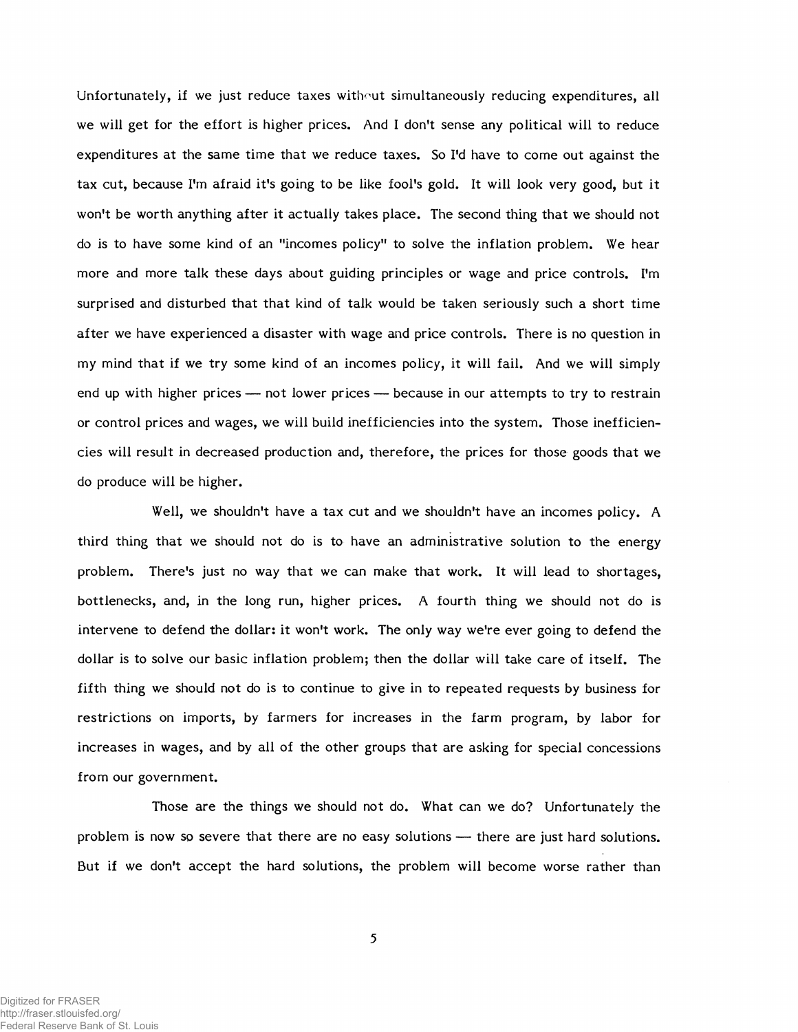Unfortunately, if we just reduce taxes without simultaneously reducing expenditures, all we will get for the effort is higher prices. And I don't sense any political will to reduce expenditures at the same time that we reduce taxes. So I'd have to come out against the tax cut, because I'm afraid it's going to be like fool's gold. It will look very good, but it won't be worth anything after it actually takes place. The second thing that we should not do is to have some kind of an "incomes policy" to solve the inflation problem. We hear more and more talk these days about guiding principles or wage and price controls. I'm surprised and disturbed that that kind of talk would be taken seriously such a short time after we have experienced a disaster with wage and price controls. There is no question in my mind that if we try some kind of an incomes policy, it will fail. And we will simply end up with higher prices — not lower prices — because in our attempts to try to restrain or control prices and wages, we will build inefficiencies into the system. Those inefficiencies will result in decreased production and, therefore, the prices for those goods that we do produce will be higher.

Well, we shouldn't have a tax cut and we shouldn't have an incomes policy. A third thing that we should not do is to have an administrative solution to the energy problem. There's just no way that we can make that work. It will lead to shortages, bottlenecks, and, in the long run, higher prices. A fourth thing we should not do is intervene to defend the dollar: it won't work. The only way we're ever going to defend the dollar is to solve our basic inflation problem; then the dollar will take care of itself. The fifth thing we should not do is to continue to give in to repeated requests by business for restrictions on imports, by farmers for increases in the farm program, by labor for increases in wages, and by all of the other groups that are asking for special concessions from our government.

Those are the things we should not do. What can we do? Unfortunately the problem is now so severe that there are no easy solutions — there are just hard solutions. But if we don't accept the hard solutions, the problem will become worse rather than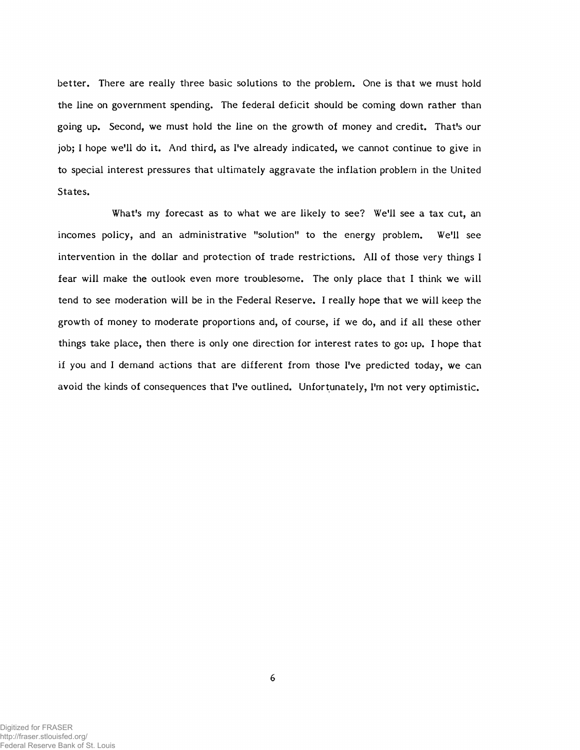better. There are really three basic solutions to the problem. One is that we must hold the line on government spending. The federal deficit should be coming down rather than going up. Second, we must hold the line on the growth of money and credit. That's our job; I hope we'll do it. And third, as I've already indicated, we cannot continue to give in to special interest pressures that ultimately aggravate the inflation problem in the United States.

What's my forecast as to what we are likely to see? We'll see a tax cut, an incomes policy, and an administrative "solution" to the energy problem. We'll see intervention in the dollar and protection of trade restrictions. All of those very things I fear will make the outlook even more troublesome. The only place that I think we will tend to see moderation will be in the Federal Reserve. I really hope that we will keep the growth of money to moderate proportions and, of course, if we do, and if all these other things take place, then there is only one direction for interest rates to go: up. I hope that if you and I demand actions that are different from those I've predicted today, we can avoid the kinds of consequences that I've outlined. Unfortunately, I'm not very optimistic.